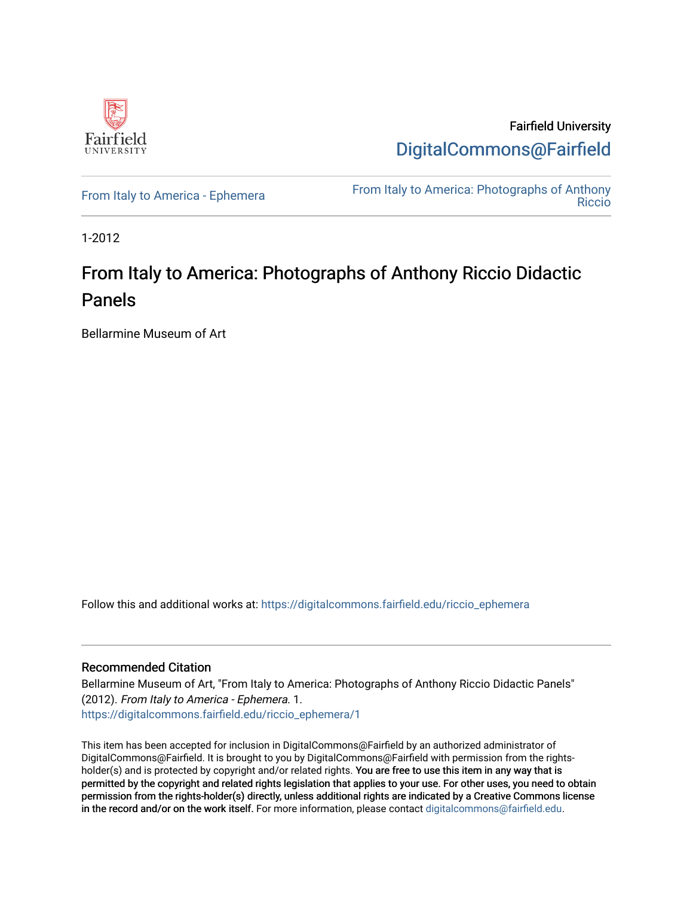Fairfield University

[DigitalCommons@Fairfield](https://digitalcommons.fairfield.edu)

From Italy to America - Ephemera

From Italy to America: Photographs of Anthony Riccio

1-2012

# From Italy to America: Photographs of Anthony Riccio Didactic Panels

Bellarmine Museum of Art

Follow this and additional works at: https://digitalcommons.fairfield.edu/riccio_ephemera

## Recommended Citation

Bellarmine Museum of Art, "From Italy to America: Photographs of Anthony Riccio Didactic Panels" (2012). *From Italy to America - Ephemera*. 1.
https://digitalcommons.fairfield.edu/riccio_ephemera/1

This item has been accepted for inclusion in DigitalCommons@Fairfield by an authorized administrator of DigitalCommons@Fairfield. It is brought to you by DigitalCommons@Fairfield with permission from the rights-holder(s) and is protected by copyright and/or related rights. **You are free to use this item in any way that is permitted by the copyright and related rights legislation that applies to your use. For other uses, you need to obtain permission from the rights-holder(s) directly, unless additional rights are indicated by a Creative Commons license in the record and/or on the work itself.** For more information, please contact digitalcommons@fairfield.edu.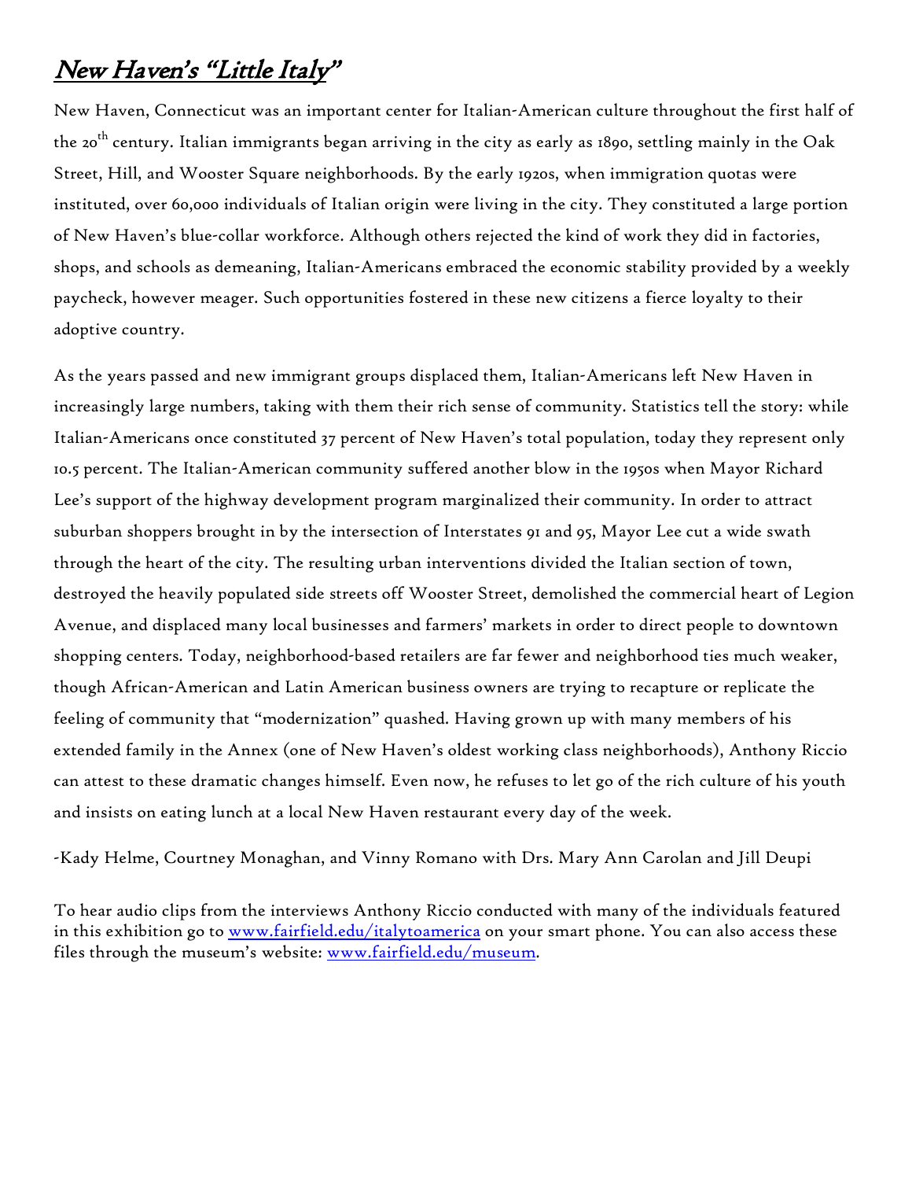# New Haven's "Little Italy"

New Haven, Connecticut was an important center for Italian-American culture throughout the first half of the 20th century. Italian immigrants began arriving in the city as early as 1890, settling mainly in the Oak Street, Hill, and Wooster Square neighborhoods. By the early 1920s, when immigration quotas were instituted, over 60,000 individuals of Italian origin were living in the city. They constituted a large portion of New Haven's blue-collar workforce. Although others rejected the kind of work they did in factories, shops, and schools as demeaning, Italian-Americans embraced the economic stability provided by a weekly paycheck, however meager. Such opportunities fostered in these new citizens a fierce loyalty to their adoptive country.

As the years passed and new immigrant groups displaced them, Italian-Americans left New Haven in increasingly large numbers, taking with them their rich sense of community. Statistics tell the story: while Italian-Americans once constituted 37 percent of New Haven's total population, today they represent only 10.5 percent. The Italian-American community suffered another blow in the 1950s when Mayor Richard Lee's support of the highway development program marginalized their community. In order to attract suburban shoppers brought in by the intersection of Interstates 91 and 95, Mayor Lee cut a wide swath through the heart of the city. The resulting urban interventions divided the Italian section of town, destroyed the heavily populated side streets off Wooster Street, demolished the commercial heart of Legion Avenue, and displaced many local businesses and farmers' markets in order to direct people to downtown shopping centers. Today, neighborhood-based retailers are far fewer and neighborhood ties much weaker, though African-American and Latin American business owners are trying to recapture or replicate the feeling of community that "modernization" quashed. Having grown up with many members of his extended family in the Annex (one of New Haven's oldest working class neighborhoods), Anthony Riccio can attest to these dramatic changes himself. Even now, he refuses to let go of the rich culture of his youth and insists on eating lunch at a local New Haven restaurant every day of the week.

-Kady Helme, Courtney Monaghan, and Vinny Romano with Drs. Mary Ann Carolan and Jill Deupi

To hear audio clips from the interviews Anthony Riccio conducted with many of the individuals featured in this exhibition go to www.fairfield.edu/italytoamerica on your smart phone. You can also access these files through the museum's website: www.fairfield.edu/museum.